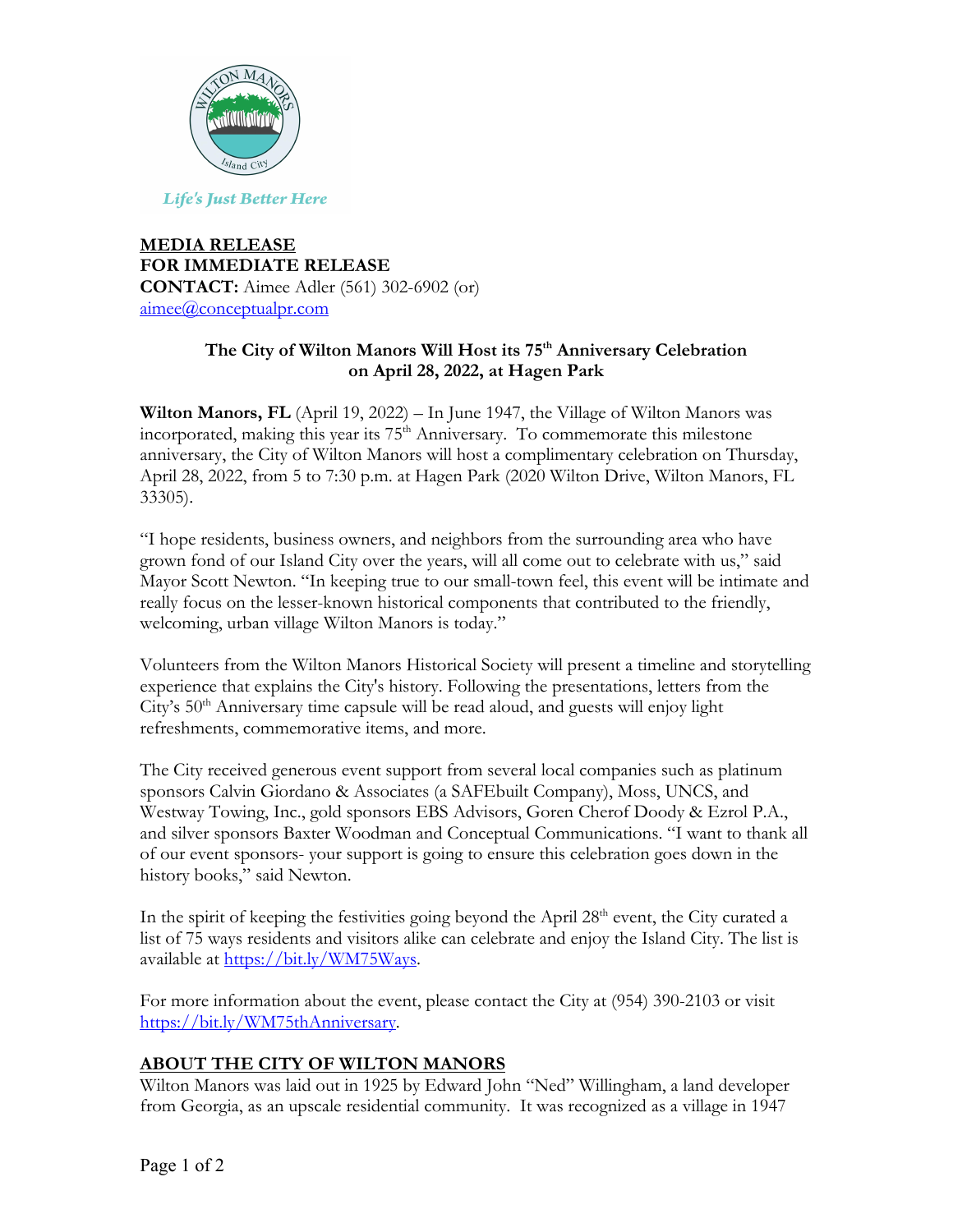Life's Just Better Here

**MEDIA RELEASE**
**FOR IMMEDIATE RELEASE**
**CONTACT:** Aimee Adler (561) 302-6902 (or)
aimee@conceptualpr.com

## The City of Wilton Manors Will Host its 75th Anniversary Celebration on April 28, 2022, at Hagen Park

**Wilton Manors, FL** (April 19, 2022) – In June 1947, the Village of Wilton Manors was incorporated, making this year its 75th Anniversary. To commemorate this milestone anniversary, the City of Wilton Manors will host a complimentary celebration on Thursday, April 28, 2022, from 5 to 7:30 p.m. at Hagen Park (2020 Wilton Drive, Wilton Manors, FL 33305).

"I hope residents, business owners, and neighbors from the surrounding area who have grown fond of our Island City over the years, will all come out to celebrate with us," said Mayor Scott Newton. "In keeping true to our small-town feel, this event will be intimate and really focus on the lesser-known historical components that contributed to the friendly, welcoming, urban village Wilton Manors is today."

Volunteers from the Wilton Manors Historical Society will present a timeline and storytelling experience that explains the City's history. Following the presentations, letters from the City's 50th Anniversary time capsule will be read aloud, and guests will enjoy light refreshments, commemorative items, and more.

The City received generous event support from several local companies such as platinum sponsors Calvin Giordano & Associates (a SAFEbuilt Company), Moss, UNCS, and Westway Towing, Inc., gold sponsors EBS Advisors, Goren Cherof Doody & Ezrol P.A., and silver sponsors Baxter Woodman and Conceptual Communications. "I want to thank all of our event sponsors- your support is going to ensure this celebration goes down in the history books," said Newton.

In the spirit of keeping the festivities going beyond the April 28th event, the City curated a list of 75 ways residents and visitors alike can celebrate and enjoy the Island City. The list is available at https://bit.ly/WM75Ways.

For more information about the event, please contact the City at (954) 390-2103 or visit https://bit.ly/WM75thAnniversary.

## ABOUT THE CITY OF WILTON MANORS

Wilton Manors was laid out in 1925 by Edward John "Ned" Willingham, a land developer from Georgia, as an upscale residential community. It was recognized as a village in 1947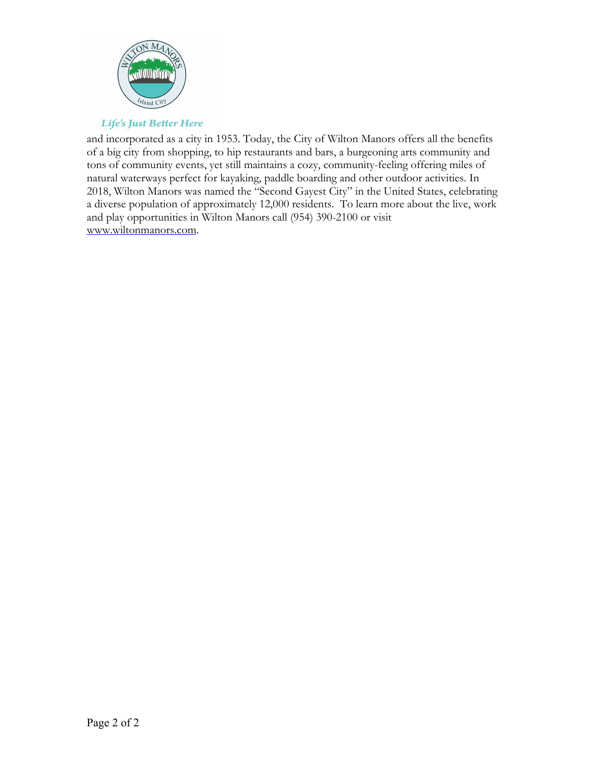*Life's Just Better Here*

and incorporated as a city in 1953. Today, the City of Wilton Manors offers all the benefits of a big city from shopping, to hip restaurants and bars, a burgeoning arts community and tons of community events, yet still maintains a cozy, community-feeling offering miles of natural waterways perfect for kayaking, paddle boarding and other outdoor activities. In 2018, Wilton Manors was named the "Second Gayest City" in the United States, celebrating a diverse population of approximately 12,000 residents.  To learn more about the live, work and play opportunities in Wilton Manors call (954) 390-2100 or visit [www.wiltonmanors.com](http://www.wiltonmanors.com).